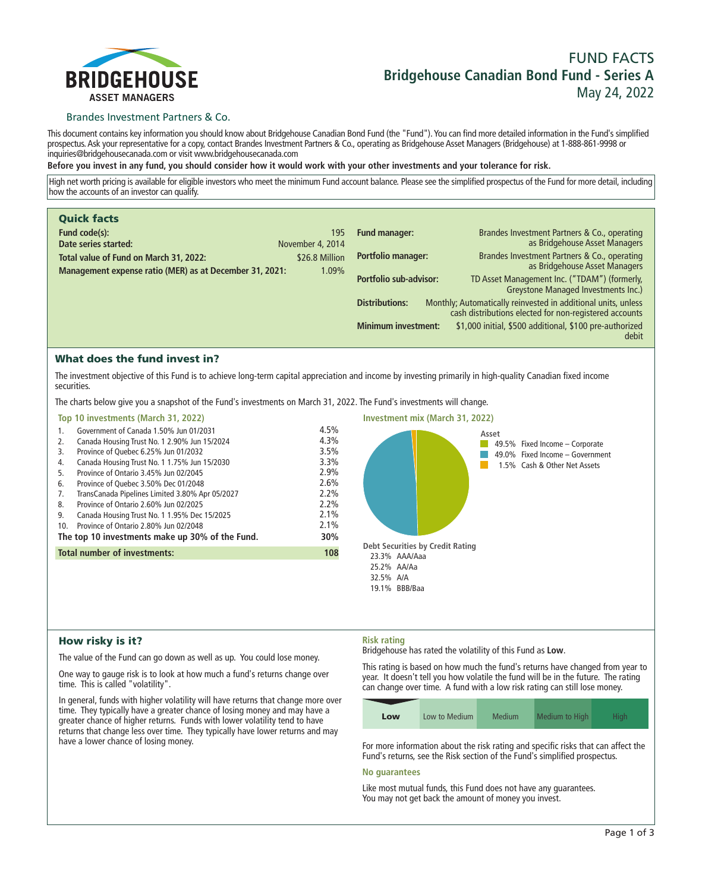# FUND FACTS
## Bridgehouse Canadian Bond Fund - Series A
May 24, 2022

BRIDGEHOUSE ASSET MANAGERS

Brandes Investment Partners & Co.

This document contains key information you should know about Bridgehouse Canadian Bond Fund (the "Fund"). You can find more detailed information in the Fund's simplified prospectus. Ask your representative for a copy, contact Brandes Investment Partners & Co., operating as Bridgehouse Asset Managers (Bridgehouse) at 1-888-861-9998 or inquiries@bridgehousecanada.com or visit www.bridgehousecanada.com

**Before you invest in any fund, you should consider how it would work with your other investments and your tolerance for risk.**

High net worth pricing is available for eligible investors who meet the minimum Fund account balance. Please see the simplified prospectus of the Fund for more detail, including how the accounts of an investor can qualify.

## Quick facts

| | |
|---|---|
| **Fund code(s):** | 195 |
| **Date series started:** | November 4, 2014 |
| **Total value of Fund on March 31, 2022:** | $26.8 Million |
| **Management expense ratio (MER) as at December 31, 2021:** | 1.09% |
| **Fund manager:** | Brandes Investment Partners & Co., operating as Bridgehouse Asset Managers |
| **Portfolio manager:** | Brandes Investment Partners & Co., operating as Bridgehouse Asset Managers |
| **Portfolio sub-advisor:** | TD Asset Management Inc. ("TDAM") (formerly, Greystone Managed Investments Inc.) |
| **Distributions:** | Monthly; Automatically reinvested in additional units, unless cash distributions elected for non-registered accounts |
| **Minimum investment:** | $1,000 initial, $500 additional, $100 pre-authorized debit |

## What does the fund invest in?

The investment objective of this Fund is to achieve long-term capital appreciation and income by investing primarily in high-quality Canadian fixed income securities.

The charts below give you a snapshot of the Fund's investments on March 31, 2022. The Fund's investments will change.

### Top 10 investments (March 31, 2022)

| | | |
|---|---|---|
| 1. | Government of Canada 1.50% Jun 01/2031 | 4.5% |
| 2. | Canada Housing Trust No. 1 2.90% Jun 15/2024 | 4.3% |
| 3. | Province of Quebec 6.25% Jun 01/2032 | 3.5% |
| 4. | Canada Housing Trust No. 1 1.75% Jun 15/2030 | 3.3% |
| 5. | Province of Ontario 3.45% Jun 02/2045 | 2.9% |
| 6. | Province of Quebec 3.50% Dec 01/2048 | 2.6% |
| 7. | TransCanada Pipelines Limited 3.80% Apr 05/2027 | 2.2% |
| 8. | Province of Ontario 2.60% Jun 02/2025 | 2.2% |
| 9. | Canada Housing Trust No. 1 1.95% Dec 15/2025 | 2.1% |
| 10. | Province of Ontario 2.80% Jun 02/2048 | 2.1% |
| | **The top 10 investments make up 30% of the Fund.** | **30%** |
| | **Total number of investments:** | **108** |

### Investment mix (March 31, 2022)

**Asset**
- 49.5% Fixed Income – Corporate
- 49.0% Fixed Income – Government
- 1.5% Cash & Other Net Assets

**Debt Securities by Credit Rating**
- 23.3% AAA/Aaa
- 25.2% AA/Aa
- 32.5% A/A
- 19.1% BBB/Baa

## How risky is it?

The value of the Fund can go down as well as up. You could lose money.

One way to gauge risk is to look at how much a fund's returns change over time. This is called "volatility".

In general, funds with higher volatility will have returns that change more over time. They typically have a greater chance of losing money and may have a greater chance of higher returns. Funds with lower volatility tend to have returns that change less over time. They typically have lower returns and may have a lower chance of losing money.

### Risk rating

Bridgehouse has rated the volatility of this Fund as **Low**.

This rating is based on how much the fund's returns have changed from year to year. It doesn't tell you how volatile the fund will be in the future. The rating can change over time. A fund with a low risk rating can still lose money.

| **Low** | Low to Medium | Medium | Medium to High | High |
|---|---|---|---|---|

For more information about the risk rating and specific risks that can affect the Fund's returns, see the Risk section of the Fund's simplified prospectus.

### No guarantees

Like most mutual funds, this Fund does not have any guarantees. You may not get back the amount of money you invest.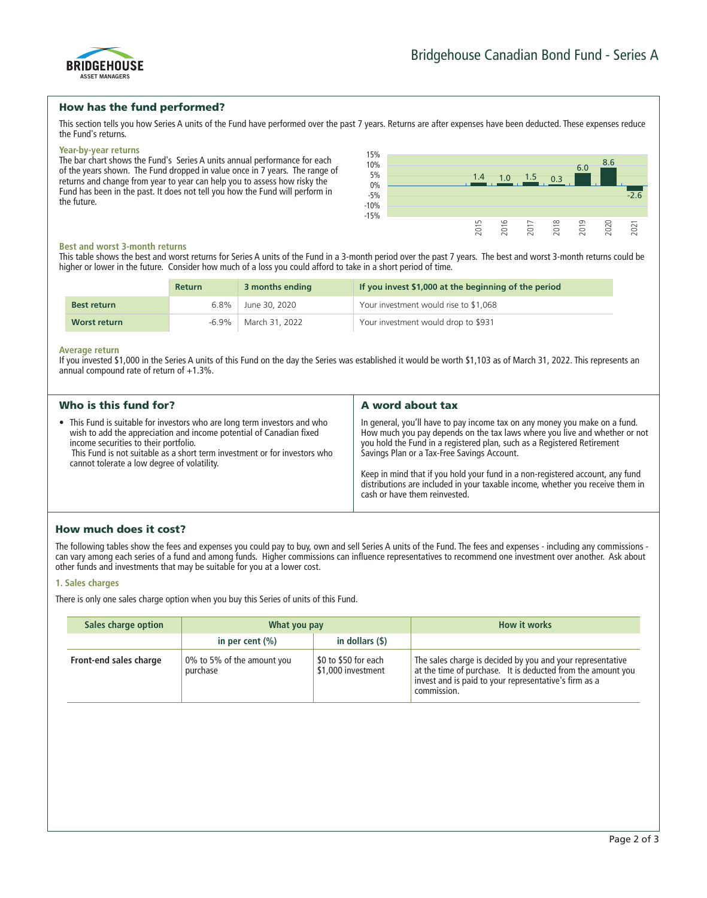## How has the fund performed?

This section tells you how Series A units of the Fund have performed over the past 7 years. Returns are after expenses have been deducted. These expenses reduce the Fund's returns.

### Year-by-year returns

The bar chart shows the Fund's Series A units annual performance for each of the years shown. The Fund dropped in value once in 7 years. The range of returns and change from year to year can help you to assess how risky the Fund has been in the past. It does not tell you how the Fund will perform in the future.

| Year | 2015 | 2016 | 2017 | 2018 | 2019 | 2020 | 2021 |
|---|---|---|---|---|---|---|---|
| Return (%) | 1.4 | 1.0 | 1.5 | 0.3 | 6.0 | 8.6 | -2.6 |

### Best and worst 3-month returns

This table shows the best and worst returns for Series A units of the Fund in a 3-month period over the past 7 years. The best and worst 3-month returns could be higher or lower in the future. Consider how much of a loss you could afford to take in a short period of time.

| | Return | 3 months ending | If you invest $1,000 at the beginning of the period |
|---|---|---|---|
| **Best return** | 6.8% | June 30, 2020 | Your investment would rise to $1,068 |
| **Worst return** | -6.9% | March 31, 2022 | Your investment would drop to $931 |

### Average return

If you invested $1,000 in the Series A units of this Fund on the day the Series was established it would be worth $1,103 as of March 31, 2022. This represents an annual compound rate of return of +1.3%.

## Who is this fund for?

- This Fund is suitable for investors who are long term investors and who wish to add the appreciation and income potential of Canadian fixed income securities to their portfolio.
  This Fund is not suitable as a short term investment or for investors who cannot tolerate a low degree of volatility.

## A word about tax

In general, you'll have to pay income tax on any money you make on a fund. How much you pay depends on the tax laws where you live and whether or not you hold the Fund in a registered plan, such as a Registered Retirement Savings Plan or a Tax-Free Savings Account.

Keep in mind that if you hold your fund in a non-registered account, any fund distributions are included in your taxable income, whether you receive them in cash or have them reinvested.

## How much does it cost?

The following tables show the fees and expenses you could pay to buy, own and sell Series A units of the Fund. The fees and expenses - including any commissions - can vary among each series of a fund and among funds. Higher commissions can influence representatives to recommend one investment over another. Ask about other funds and investments that may be suitable for you at a lower cost.

### 1. Sales charges

There is only one sales charge option when you buy this Series of units of this Fund.

| Sales charge option | What you pay | | How it works |
|---|---|---|---|
| | in per cent (%) | in dollars ($) | |
| **Front-end sales charge** | 0% to 5% of the amount you purchase | $0 to $50 for each $1,000 investment | The sales charge is decided by you and your representative at the time of purchase. It is deducted from the amount you invest and is paid to your representative's firm as a commission. |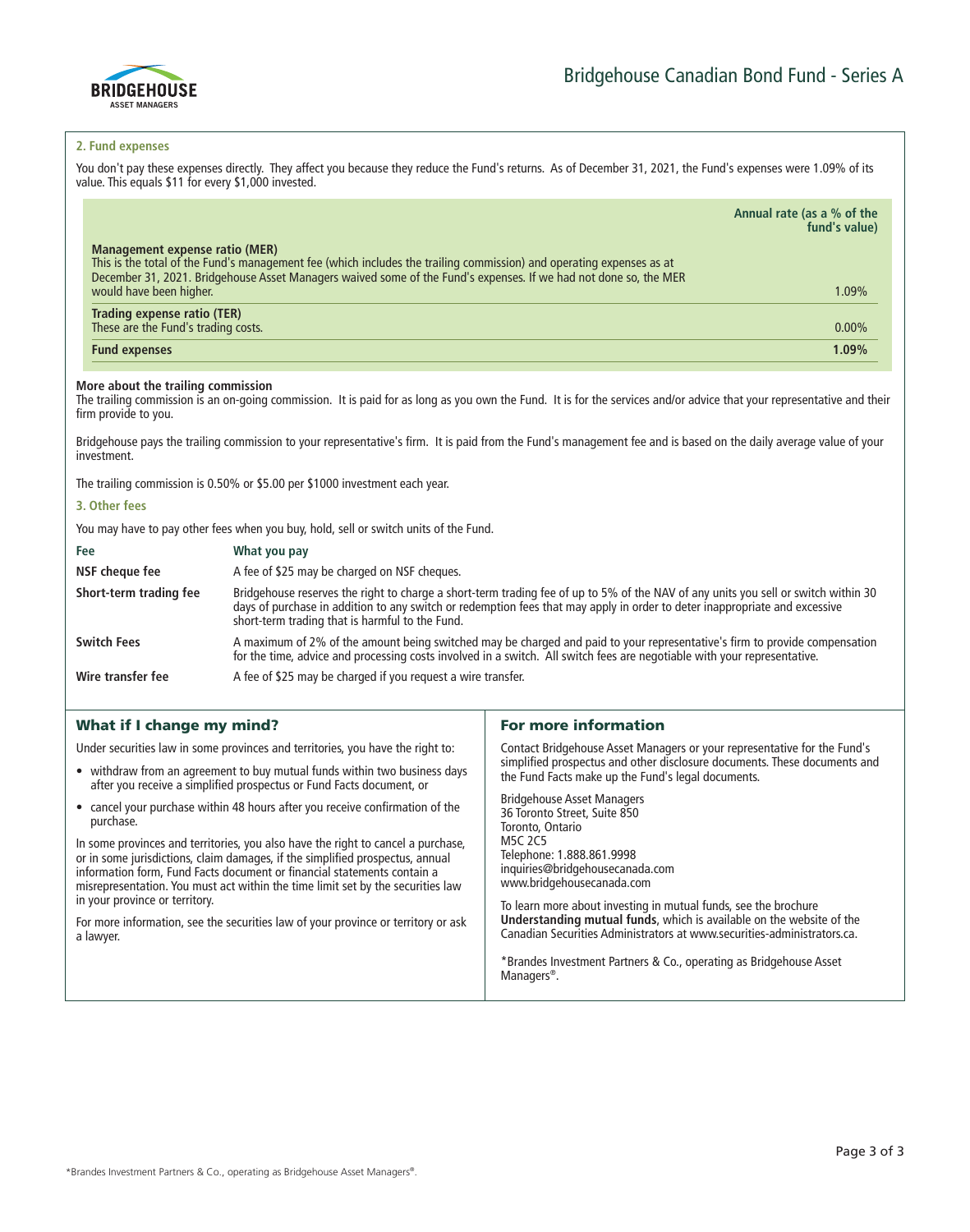# Bridgehouse Canadian Bond Fund - Series A

## 2. Fund expenses

You don't pay these expenses directly. They affect you because they reduce the Fund's returns. As of December 31, 2021, the Fund's expenses were 1.09% of its value. This equals $11 for every $1,000 invested.

| | Annual rate (as a % of the fund's value) |
|---|---|
| **Management expense ratio (MER)**<br>This is the total of the Fund's management fee (which includes the trailing commission) and operating expenses as at December 31, 2021. Bridgehouse Asset Managers waived some of the Fund's expenses. If we had not done so, the MER would have been higher. | 1.09% |
| **Trading expense ratio (TER)**<br>These are the Fund's trading costs. | 0.00% |
| **Fund expenses** | **1.09%** |

**More about the trailing commission**

The trailing commission is an on-going commission. It is paid for as long as you own the Fund. It is for the services and/or advice that your representative and their firm provide to you.

Bridgehouse pays the trailing commission to your representative's firm. It is paid from the Fund's management fee and is based on the daily average value of your investment.

The trailing commission is 0.50% or $5.00 per $1000 investment each year.

## 3. Other fees

You may have to pay other fees when you buy, hold, sell or switch units of the Fund.

| Fee | What you pay |
|---|---|
| **NSF cheque fee** | A fee of $25 may be charged on NSF cheques. |
| **Short-term trading fee** | Bridgehouse reserves the right to charge a short-term trading fee of up to 5% of the NAV of any units you sell or switch within 30 days of purchase in addition to any switch or redemption fees that may apply in order to deter inappropriate and excessive short-term trading that is harmful to the Fund. |
| **Switch Fees** | A maximum of 2% of the amount being switched may be charged and paid to your representative's firm to provide compensation for the time, advice and processing costs involved in a switch. All switch fees are negotiable with your representative. |
| **Wire transfer fee** | A fee of $25 may be charged if you request a wire transfer. |

## What if I change my mind?

Under securities law in some provinces and territories, you have the right to:

- withdraw from an agreement to buy mutual funds within two business days after you receive a simplified prospectus or Fund Facts document, or
- cancel your purchase within 48 hours after you receive confirmation of the purchase.

In some provinces and territories, you also have the right to cancel a purchase, or in some jurisdictions, claim damages, if the simplified prospectus, annual information form, Fund Facts document or financial statements contain a misrepresentation. You must act within the time limit set by the securities law in your province or territory.

For more information, see the securities law of your province or territory or ask a lawyer.

## For more information

Contact Bridgehouse Asset Managers or your representative for the Fund's simplified prospectus and other disclosure documents. These documents and the Fund Facts make up the Fund's legal documents.

Bridgehouse Asset Managers
36 Toronto Street, Suite 850
Toronto, Ontario
M5C 2C5
Telephone: 1.888.861.9998
inquiries@bridgehousecanada.com
www.bridgehousecanada.com

To learn more about investing in mutual funds, see the brochure **Understanding mutual funds**, which is available on the website of the Canadian Securities Administrators at www.securities-administrators.ca.

*Brandes Investment Partners & Co., operating as Bridgehouse Asset Managers®.